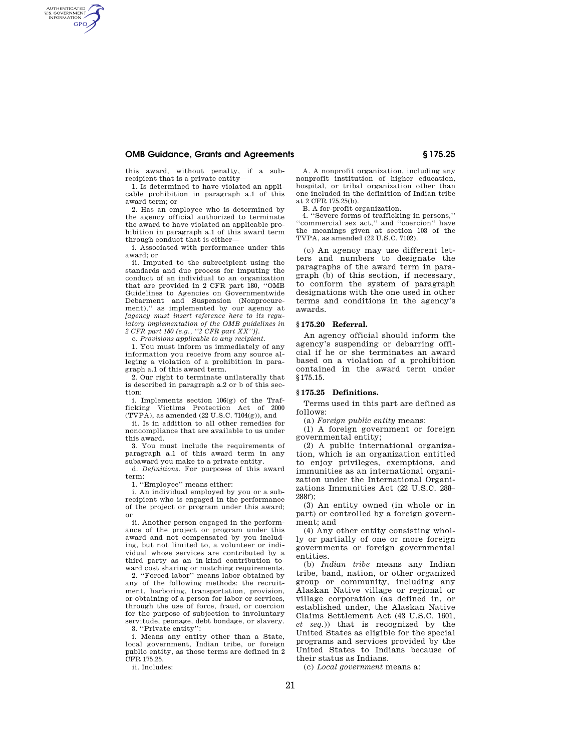this award, without penalty, if a subrecipient that is a private entity—

1. Is determined to have violated an applicable prohibition in paragraph a.1 of this award term; or

2. Has an employee who is determined by the agency official authorized to terminate the award to have violated an applicable prohibition in paragraph a.1 of this award term through conduct that is either—

i. Associated with performance under this award; or

ii. Imputed to the subrecipient using the standards and due process for imputing the conduct of an individual to an organization that are provided in 2 CFR part 180, "OMB Guidelines to Agencies on Governmentwide Debarment and Suspension (Nonprocurement)," as implemented by our agency at *[agency must insert reference here to its regulatory implementation of the OMB guidelines in 2 CFR part 180 (e.g., "2 CFR part XX")]*.

c. *Provisions applicable to any recipient.*

1. You must inform us immediately of any information you receive from any source alleging a violation of a prohibition in paragraph a.1 of this award term.

2. Our right to terminate unilaterally that is described in paragraph a.2 or b of this section:

i. Implements section 106(g) of the Trafficking Victims Protection Act of 2000 (TVPA), as amended (22 U.S.C. 7104(g)), and

ii. Is in addition to all other remedies for noncompliance that are available to us under this award.

3. You must include the requirements of paragraph a.1 of this award term in any subaward you make to a private entity.

d. *Definitions.* For purposes of this award term:

1. "Employee" means either:

i. An individual employed by you or a subrecipient who is engaged in the performance of the project or program under this award; or

ii. Another person engaged in the performance of the project or program under this award and not compensated by you including, but not limited to, a volunteer or individual whose services are contributed by a third party as an in-kind contribution toward cost sharing or matching requirements.

2. "Forced labor" means labor obtained by any of the following methods: the recruitment, harboring, transportation, provision, or obtaining of a person for labor or services, through the use of force, fraud, or coercion for the purpose of subjection to involuntary servitude, peonage, debt bondage, or slavery.

3. "Private entity":

i. Means any entity other than a State, local government, Indian tribe, or foreign public entity, as those terms are defined in 2 CFR 175.25.

ii. Includes:

A. A nonprofit organization, including any nonprofit institution of higher education, hospital, or tribal organization other than one included in the definition of Indian tribe at 2 CFR 175.25(b).

B. A for-profit organization.

4. "Severe forms of trafficking in persons," "commercial sex act," and "coercion" have the meanings given at section 103 of the TVPA, as amended (22 U.S.C. 7102).

(c) An agency may use different letters and numbers to designate the paragraphs of the award term in paragraph (b) of this section, if necessary, to conform the system of paragraph designations with the one used in other terms and conditions in the agency's awards.

### § 175.20 Referral.

An agency official should inform the agency's suspending or debarring official if he or she terminates an award based on a violation of a prohibition contained in the award term under § 175.15.

### § 175.25 Definitions.

Terms used in this part are defined as follows:

(a) *Foreign public entity* means:

(1) A foreign government or foreign governmental entity;

(2) A public international organization, which is an organization entitled to enjoy privileges, exemptions, and immunities as an international organization under the International Organizations Immunities Act (22 U.S.C. 288–288f);

(3) An entity owned (in whole or in part) or controlled by a foreign government; and

(4) Any other entity consisting wholly or partially of one or more foreign governments or foreign governmental entities.

(b) *Indian tribe* means any Indian tribe, band, nation, or other organized group or community, including any Alaskan Native village or regional or village corporation (as defined in, or established under, the Alaskan Native Claims Settlement Act (43 U.S.C. 1601, *et seq.*)) that is recognized by the United States as eligible for the special programs and services provided by the United States to Indians because of their status as Indians.

(c) *Local government* means a: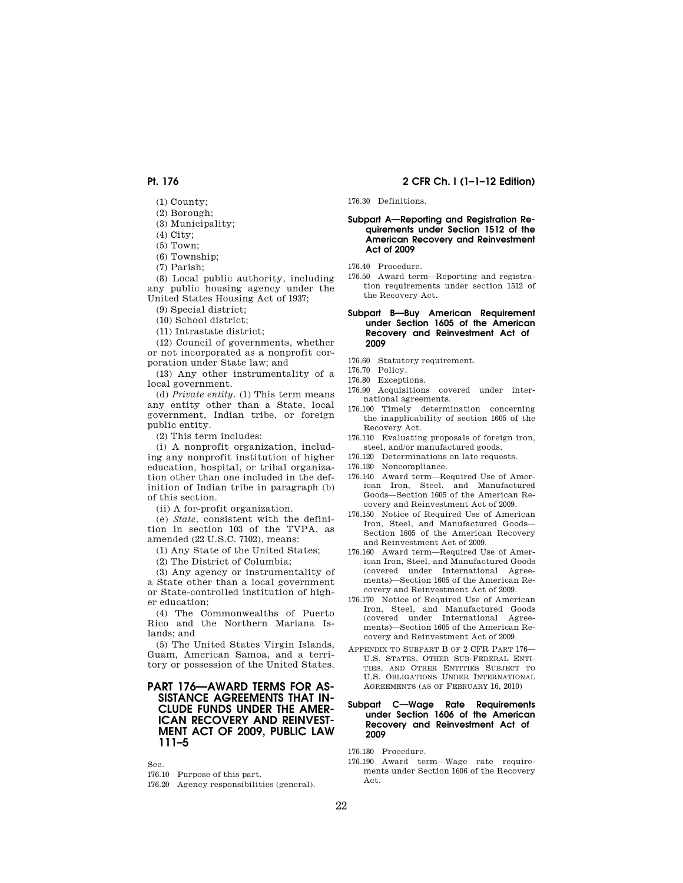(1) County;

(2) Borough;

(3) Municipality;

(4) City;

(5) Town;

(6) Township;

(7) Parish;

(8) Local public authority, including any public housing agency under the United States Housing Act of 1937;

(9) Special district;

(10) School district;

(11) Intrastate district;

(12) Council of governments, whether or not incorporated as a nonprofit corporation under State law; and

(13) Any other instrumentality of a local government.

(d) *Private entity*. (1) This term means any entity other than a State, local government, Indian tribe, or foreign public entity.

(2) This term includes:

(i) A nonprofit organization, including any nonprofit institution of higher education, hospital, or tribal organization other than one included in the definition of Indian tribe in paragraph (b) of this section.

(ii) A for-profit organization.

(e) *State*, consistent with the definition in section 103 of the TVPA, as amended (22 U.S.C. 7102), means:

(1) Any State of the United States;

(2) The District of Columbia;

(3) Any agency or instrumentality of a State other than a local government or State-controlled institution of higher education;

(4) The Commonwealths of Puerto Rico and the Northern Mariana Islands; and

(5) The United States Virgin Islands, Guam, American Samoa, and a territory or possession of the United States.

# PART 176—AWARD TERMS FOR ASSISTANCE AGREEMENTS THAT INCLUDE FUNDS UNDER THE AMERICAN RECOVERY AND REINVESTMENT ACT OF 2009, PUBLIC LAW 111–5

Sec.

176.10 Purpose of this part.

176.20 Agency responsibilities (general).

176.30 Definitions.

## Subpart A—Reporting and Registration Requirements under Section 1512 of the American Recovery and Reinvestment Act of 2009

176.40 Procedure.

176.50 Award term—Reporting and registration requirements under section 1512 of the Recovery Act.

## Subpart B—Buy American Requirement under Section 1605 of the American Recovery and Reinvestment Act of 2009

176.60 Statutory requirement.

176.70 Policy.

176.80 Exceptions.

176.90 Acquisitions covered under international agreements.

176.100 Timely determination concerning the inapplicability of section 1605 of the Recovery Act.

176.110 Evaluating proposals of foreign iron, steel, and/or manufactured goods.

176.120 Determinations on late requests.

176.130 Noncompliance.

176.140 Award term—Required Use of American Iron, Steel, and Manufactured Goods—Section 1605 of the American Recovery and Reinvestment Act of 2009.

176.150 Notice of Required Use of American Iron, Steel, and Manufactured Goods—Section 1605 of the American Recovery and Reinvestment Act of 2009.

176.160 Award term—Required Use of American Iron, Steel, and Manufactured Goods (covered under International Agreements)—Section 1605 of the American Recovery and Reinvestment Act of 2009.

176.170 Notice of Required Use of American Iron, Steel, and Manufactured Goods (covered under International Agreements)—Section 1605 of the American Recovery and Reinvestment Act of 2009.

APPENDIX TO SUBPART B OF 2 CFR PART 176—U.S. STATES, OTHER SUB-FEDERAL ENTITIES, AND OTHER ENTITIES SUBJECT TO U.S. OBLIGATIONS UNDER INTERNATIONAL AGREEMENTS (AS OF FEBRUARY 16, 2010)

## Subpart C—Wage Rate Requirements under Section 1606 of the American Recovery and Reinvestment Act of 2009

176.180 Procedure.

176.190 Award term—Wage rate requirements under Section 1606 of the Recovery Act.